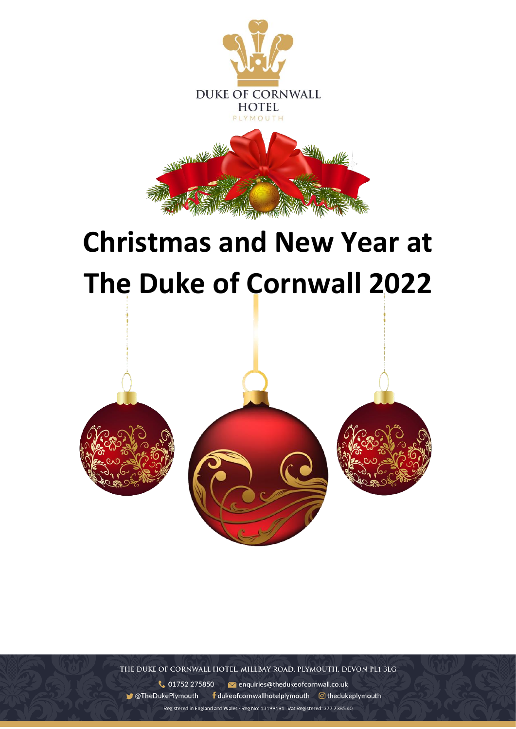DUKE OF CORNWALL HOTEL

PLYMOUTH

# Christmas and New Year at The Duke of Cornwall 2022

THE DUKE OF CORNWALL HOTEL, MILLBAY ROAD, PLYMOUTH, DEVON PL1 3LG

01752 275850 enquiries@thedukeofcornwall.co.uk

@TheDukePlymouth dukeofcornwallhotelplymouth thedukeplymouth

Registered in England and Wales - Reg No: 13199191 Vat Registered: 377 7385 40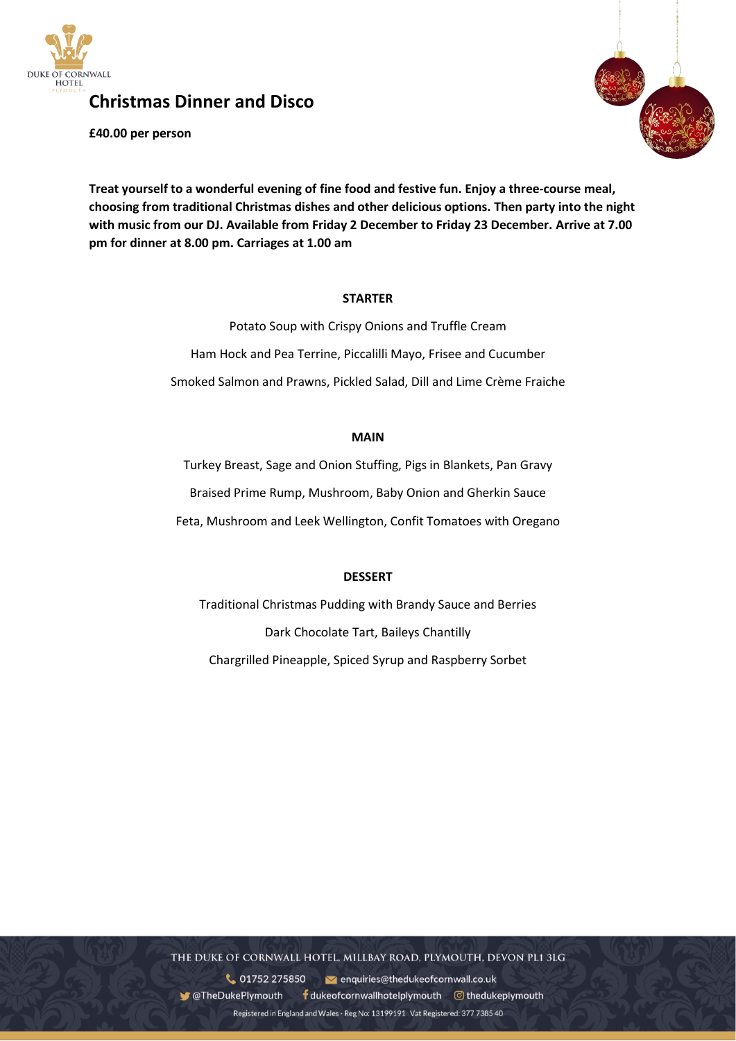# Christmas Dinner and Disco

**£40.00 per person**

**Treat yourself to a wonderful evening of fine food and festive fun. Enjoy a three-course meal, choosing from traditional Christmas dishes and other delicious options. Then party into the night with music from our DJ. Available from Friday 2 December to Friday 23 December. Arrive at 7.00 pm for dinner at 8.00 pm. Carriages at 1.00 am**

**STARTER**

Potato Soup with Crispy Onions and Truffle Cream

Ham Hock and Pea Terrine, Piccalilli Mayo, Frisee and Cucumber

Smoked Salmon and Prawns, Pickled Salad, Dill and Lime Crème Fraiche

**MAIN**

Turkey Breast, Sage and Onion Stuffing, Pigs in Blankets, Pan Gravy

Braised Prime Rump, Mushroom, Baby Onion and Gherkin Sauce

Feta, Mushroom and Leek Wellington, Confit Tomatoes with Oregano

**DESSERT**

Traditional Christmas Pudding with Brandy Sauce and Berries

Dark Chocolate Tart, Baileys Chantilly

Chargrilled Pineapple, Spiced Syrup and Raspberry Sorbet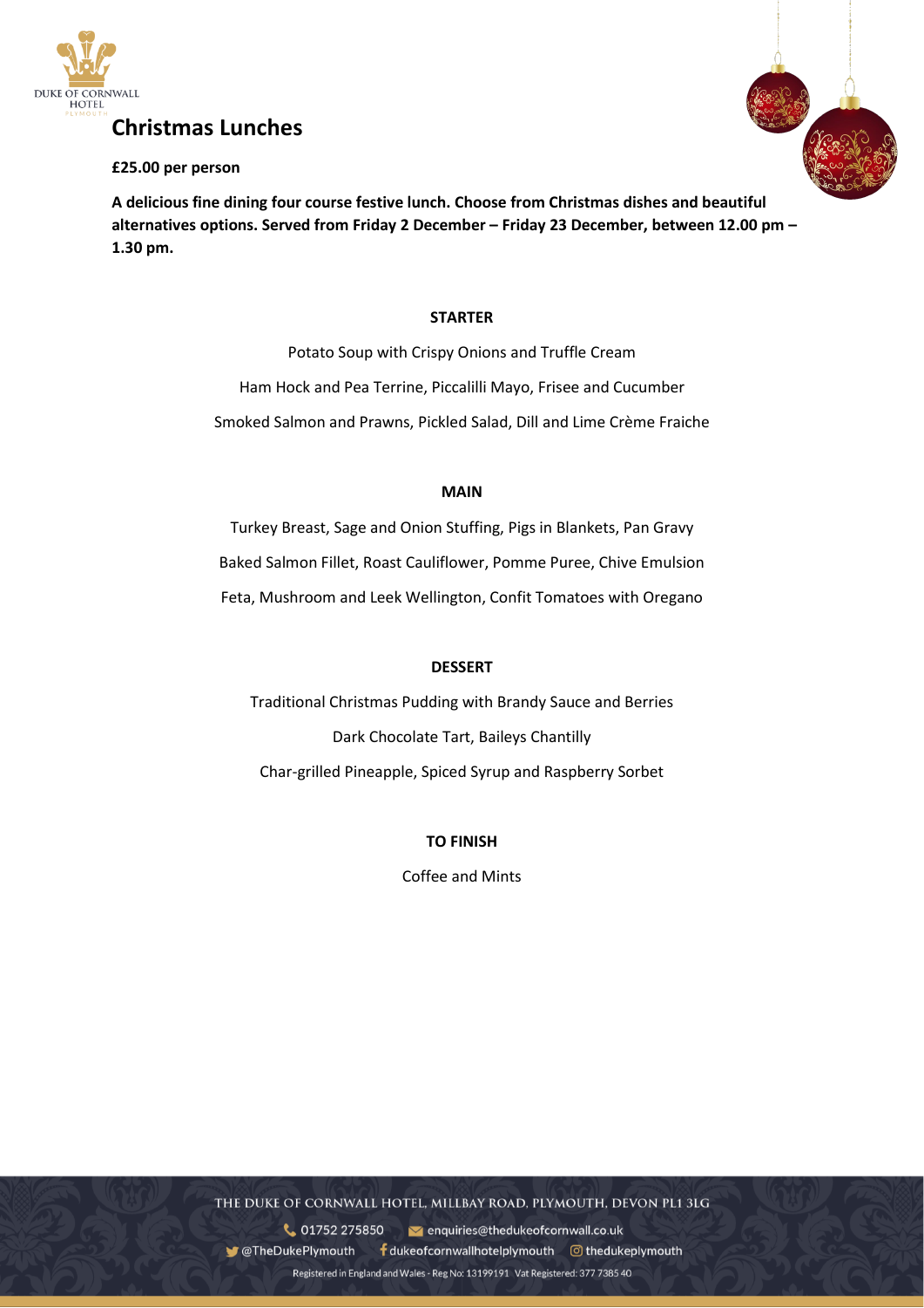# Christmas Lunches

**£25.00 per person**

**A delicious fine dining four course festive lunch. Choose from Christmas dishes and beautiful alternatives options. Served from Friday 2 December – Friday 23 December, between 12.00 pm – 1.30 pm.**

**STARTER**

Potato Soup with Crispy Onions and Truffle Cream

Ham Hock and Pea Terrine, Piccalilli Mayo, Frisee and Cucumber

Smoked Salmon and Prawns, Pickled Salad, Dill and Lime Crème Fraiche

**MAIN**

Turkey Breast, Sage and Onion Stuffing, Pigs in Blankets, Pan Gravy

Baked Salmon Fillet, Roast Cauliflower, Pomme Puree, Chive Emulsion

Feta, Mushroom and Leek Wellington, Confit Tomatoes with Oregano

**DESSERT**

Traditional Christmas Pudding with Brandy Sauce and Berries

Dark Chocolate Tart, Baileys Chantilly

Char-grilled Pineapple, Spiced Syrup and Raspberry Sorbet

**TO FINISH**

Coffee and Mints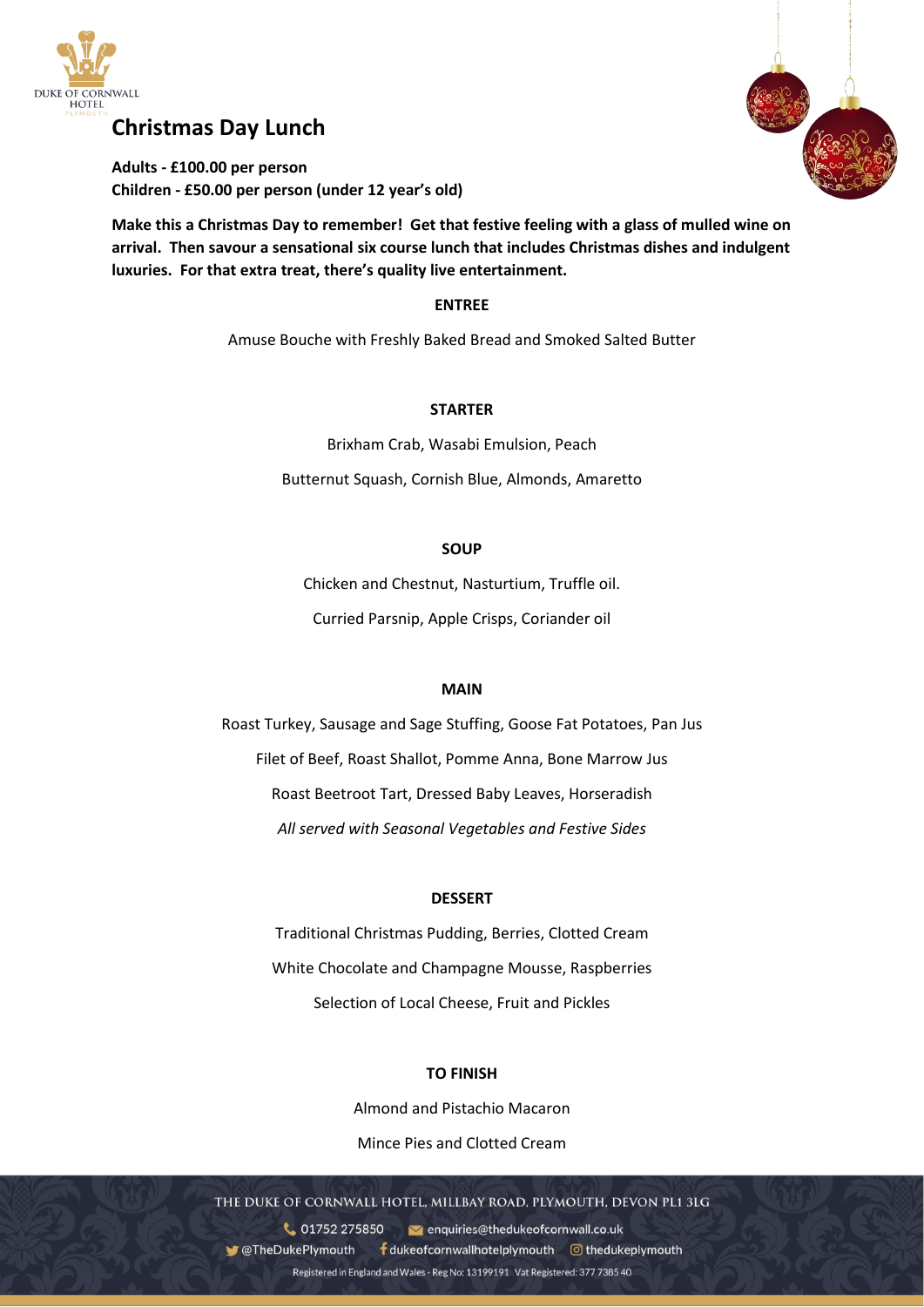# Christmas Day Lunch

**Adults - £100.00 per person**
**Children - £50.00 per person (under 12 year's old)**

**Make this a Christmas Day to remember! Get that festive feeling with a glass of mulled wine on arrival. Then savour a sensational six course lunch that includes Christmas dishes and indulgent luxuries. For that extra treat, there's quality live entertainment.**

**ENTREE**

Amuse Bouche with Freshly Baked Bread and Smoked Salted Butter

**STARTER**

Brixham Crab, Wasabi Emulsion, Peach

Butternut Squash, Cornish Blue, Almonds, Amaretto

**SOUP**

Chicken and Chestnut, Nasturtium, Truffle oil.

Curried Parsnip, Apple Crisps, Coriander oil

**MAIN**

Roast Turkey, Sausage and Sage Stuffing, Goose Fat Potatoes, Pan Jus

Filet of Beef, Roast Shallot, Pomme Anna, Bone Marrow Jus

Roast Beetroot Tart, Dressed Baby Leaves, Horseradish

*All served with Seasonal Vegetables and Festive Sides*

**DESSERT**

Traditional Christmas Pudding, Berries, Clotted Cream

White Chocolate and Champagne Mousse, Raspberries

Selection of Local Cheese, Fruit and Pickles

**TO FINISH**

Almond and Pistachio Macaron

Mince Pies and Clotted Cream

THE DUKE OF CORNWALL HOTEL, MILLBAY ROAD, PLYMOUTH, DEVON PL1 3LG

01752 275850 enquiries@thedukeofcornwall.co.uk

@TheDukePlymouth dukeofcornwallhotelplymouth thedukeplymouth

Registered in England and Wales - Reg No: 13199191 Vat Registered: 377 7385 40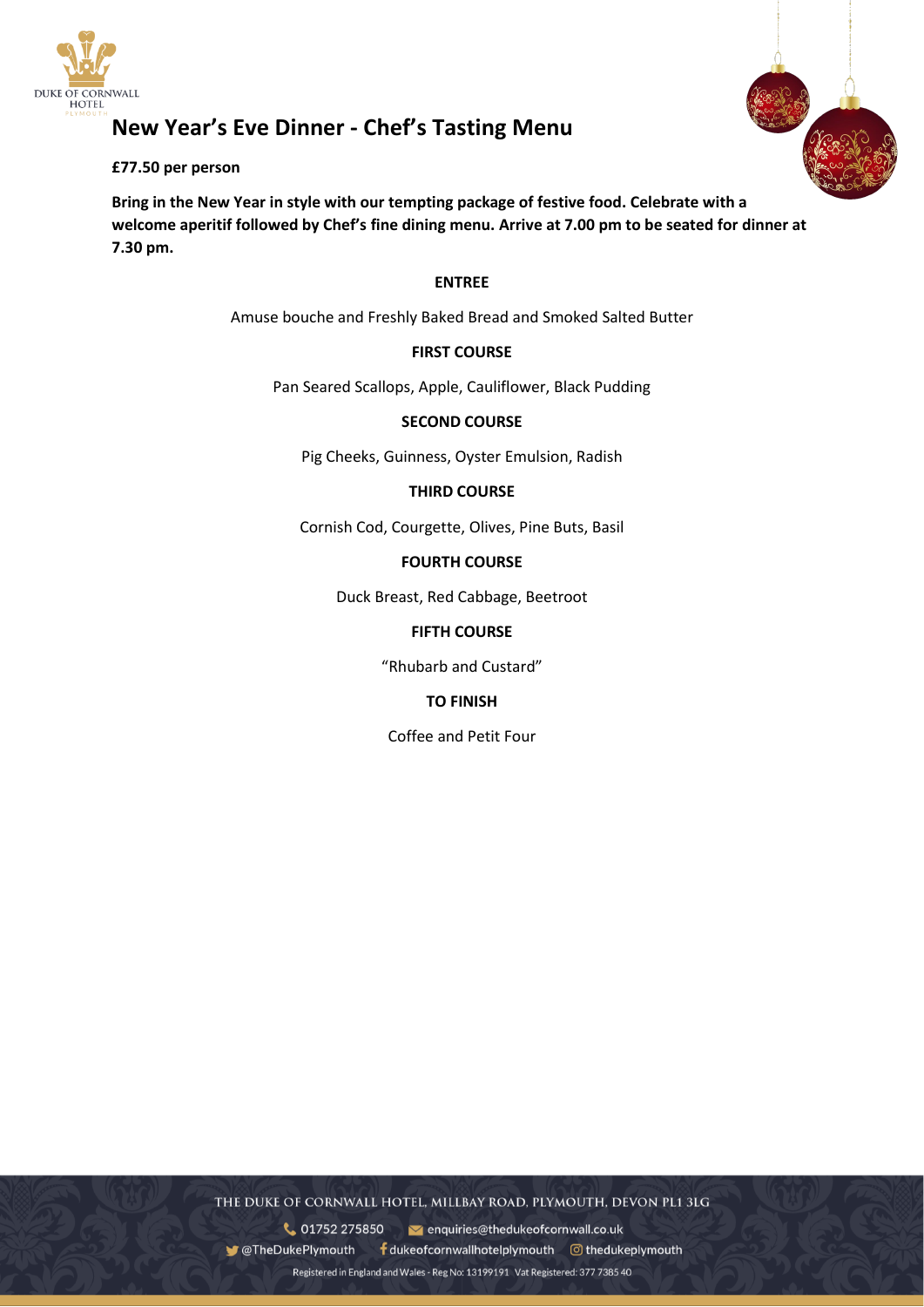# New Year's Eve Dinner - Chef's Tasting Menu

**£77.50 per person**

**Bring in the New Year in style with our tempting package of festive food. Celebrate with a welcome aperitif followed by Chef's fine dining menu. Arrive at 7.00 pm to be seated for dinner at 7.30 pm.**

**ENTREE**

Amuse bouche and Freshly Baked Bread and Smoked Salted Butter

**FIRST COURSE**

Pan Seared Scallops, Apple, Cauliflower, Black Pudding

**SECOND COURSE**

Pig Cheeks, Guinness, Oyster Emulsion, Radish

**THIRD COURSE**

Cornish Cod, Courgette, Olives, Pine Buts, Basil

**FOURTH COURSE**

Duck Breast, Red Cabbage, Beetroot

**FIFTH COURSE**

"Rhubarb and Custard"

**TO FINISH**

Coffee and Petit Four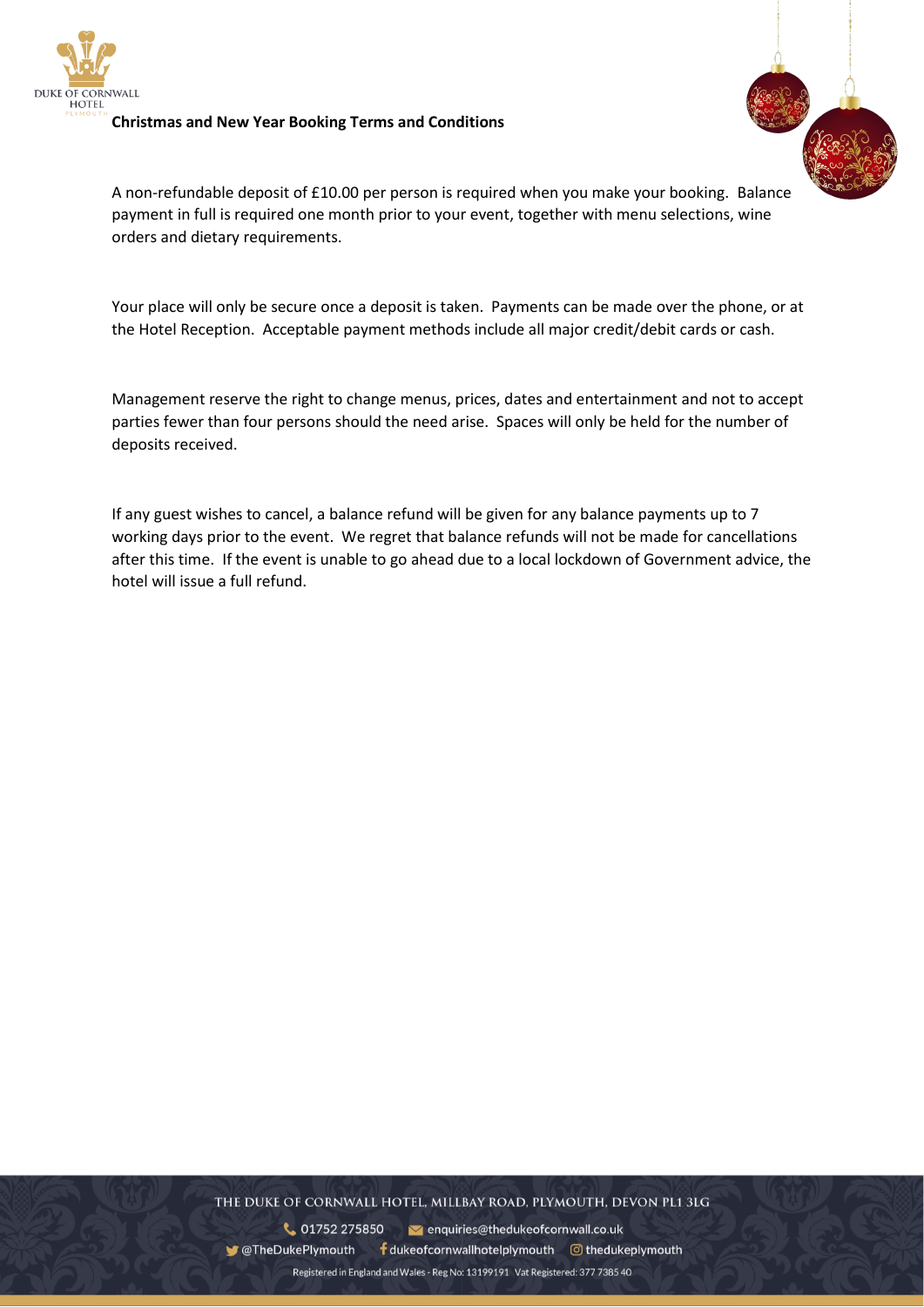**Christmas and New Year Booking Terms and Conditions**

A non-refundable deposit of £10.00 per person is required when you make your booking. Balance payment in full is required one month prior to your event, together with menu selections, wine orders and dietary requirements.

Your place will only be secure once a deposit is taken. Payments can be made over the phone, or at the Hotel Reception. Acceptable payment methods include all major credit/debit cards or cash.

Management reserve the right to change menus, prices, dates and entertainment and not to accept parties fewer than four persons should the need arise. Spaces will only be held for the number of deposits received.

If any guest wishes to cancel, a balance refund will be given for any balance payments up to 7 working days prior to the event. We regret that balance refunds will not be made for cancellations after this time. If the event is unable to go ahead due to a local lockdown of Government advice, the hotel will issue a full refund.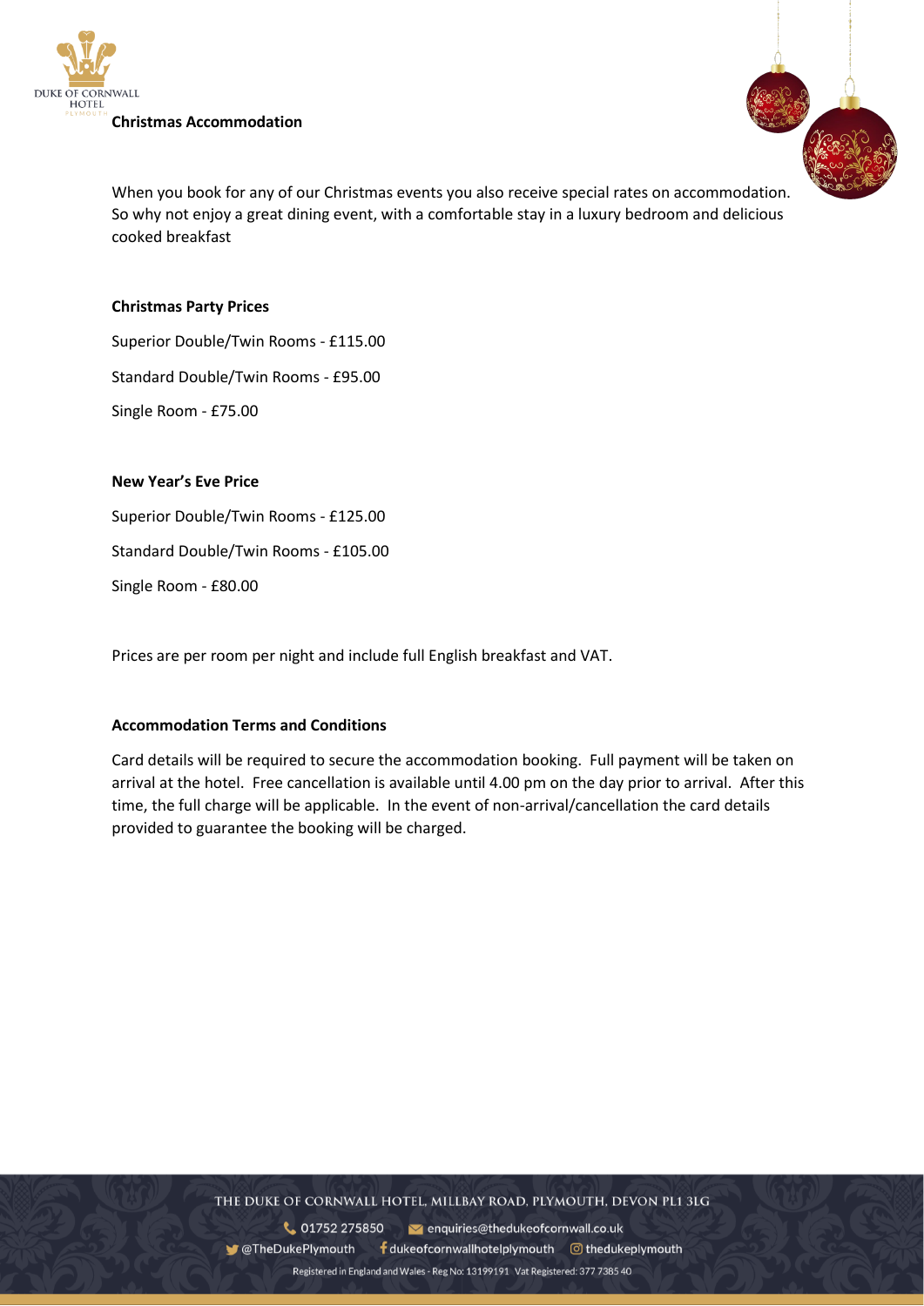## Christmas Accommodation

When you book for any of our Christmas events you also receive special rates on accommodation. So why not enjoy a great dining event, with a comfortable stay in a luxury bedroom and delicious cooked breakfast

### Christmas Party Prices

Superior Double/Twin Rooms - £115.00

Standard Double/Twin Rooms - £95.00

Single Room - £75.00

### New Year's Eve Price

Superior Double/Twin Rooms - £125.00

Standard Double/Twin Rooms - £105.00

Single Room - £80.00

Prices are per room per night and include full English breakfast and VAT.

### Accommodation Terms and Conditions

Card details will be required to secure the accommodation booking. Full payment will be taken on arrival at the hotel. Free cancellation is available until 4.00 pm on the day prior to arrival. After this time, the full charge will be applicable. In the event of non-arrival/cancellation the card details provided to guarantee the booking will be charged.